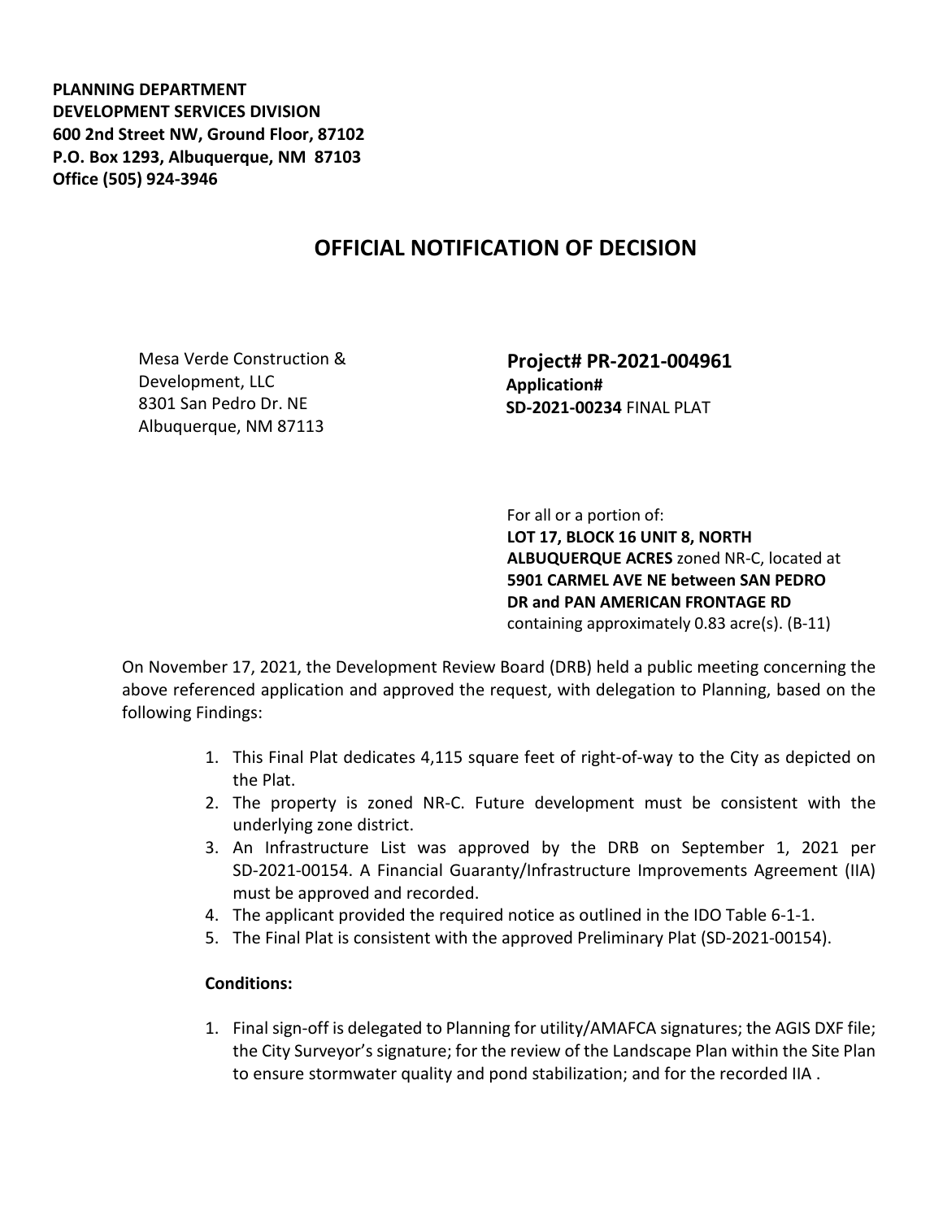**PLANNING DEPARTMENT**
**DEVELOPMENT SERVICES DIVISION**
**600 2nd Street NW, Ground Floor, 87102**
**P.O. Box 1293, Albuquerque, NM 87103**
**Office (505) 924-3946**

# OFFICIAL NOTIFICATION OF DECISION

Mesa Verde Construction &
Development, LLC
8301 San Pedro Dr. NE
Albuquerque, NM 87113

**Project# PR-2021-004961**
**Application#**
**SD-2021-00234** FINAL PLAT

For all or a portion of:
**LOT 17, BLOCK 16 UNIT 8, NORTH ALBUQUERQUE ACRES** zoned NR-C, located at **5901 CARMEL AVE NE between SAN PEDRO DR and PAN AMERICAN FRONTAGE RD** containing approximately 0.83 acre(s). (B-11)

On November 17, 2021, the Development Review Board (DRB) held a public meeting concerning the above referenced application and approved the request, with delegation to Planning, based on the following Findings:

1. This Final Plat dedicates 4,115 square feet of right-of-way to the City as depicted on the Plat.
2. The property is zoned NR-C. Future development must be consistent with the underlying zone district.
3. An Infrastructure List was approved by the DRB on September 1, 2021 per SD-2021-00154. A Financial Guaranty/Infrastructure Improvements Agreement (IIA) must be approved and recorded.
4. The applicant provided the required notice as outlined in the IDO Table 6-1-1.
5. The Final Plat is consistent with the approved Preliminary Plat (SD-2021-00154).

**Conditions:**

1. Final sign-off is delegated to Planning for utility/AMAFCA signatures; the AGIS DXF file; the City Surveyor's signature; for the review of the Landscape Plan within the Site Plan to ensure stormwater quality and pond stabilization; and for the recorded IIA .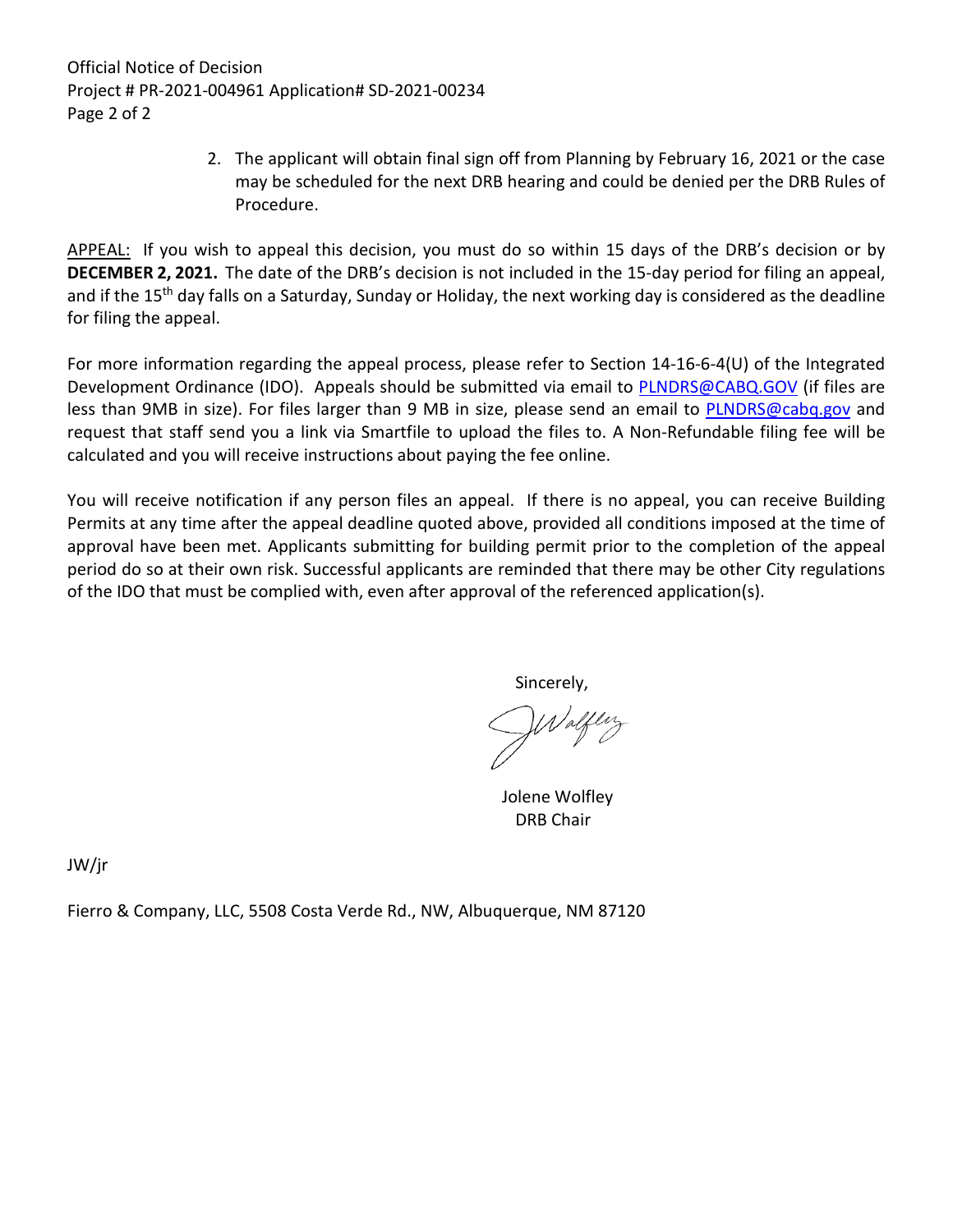2. The applicant will obtain final sign off from Planning by February 16, 2021 or the case may be scheduled for the next DRB hearing and could be denied per the DRB Rules of Procedure.

APPEAL: If you wish to appeal this decision, you must do so within 15 days of the DRB's decision or by **DECEMBER 2, 2021.** The date of the DRB's decision is not included in the 15-day period for filing an appeal, and if the 15th day falls on a Saturday, Sunday or Holiday, the next working day is considered as the deadline for filing the appeal.

For more information regarding the appeal process, please refer to Section 14-16-6-4(U) of the Integrated Development Ordinance (IDO). Appeals should be submitted via email to PLNDRS@CABQ.GOV (if files are less than 9MB in size). For files larger than 9 MB in size, please send an email to PLNDRS@cabq.gov and request that staff send you a link via Smartfile to upload the files to. A Non-Refundable filing fee will be calculated and you will receive instructions about paying the fee online.

You will receive notification if any person files an appeal. If there is no appeal, you can receive Building Permits at any time after the appeal deadline quoted above, provided all conditions imposed at the time of approval have been met. Applicants submitting for building permit prior to the completion of the appeal period do so at their own risk. Successful applicants are reminded that there may be other City regulations of the IDO that must be complied with, even after approval of the referenced application(s).

Sincerely,

JWolfley

Jolene Wolfley
DRB Chair

JW/jr

Fierro & Company, LLC, 5508 Costa Verde Rd., NW, Albuquerque, NM 87120